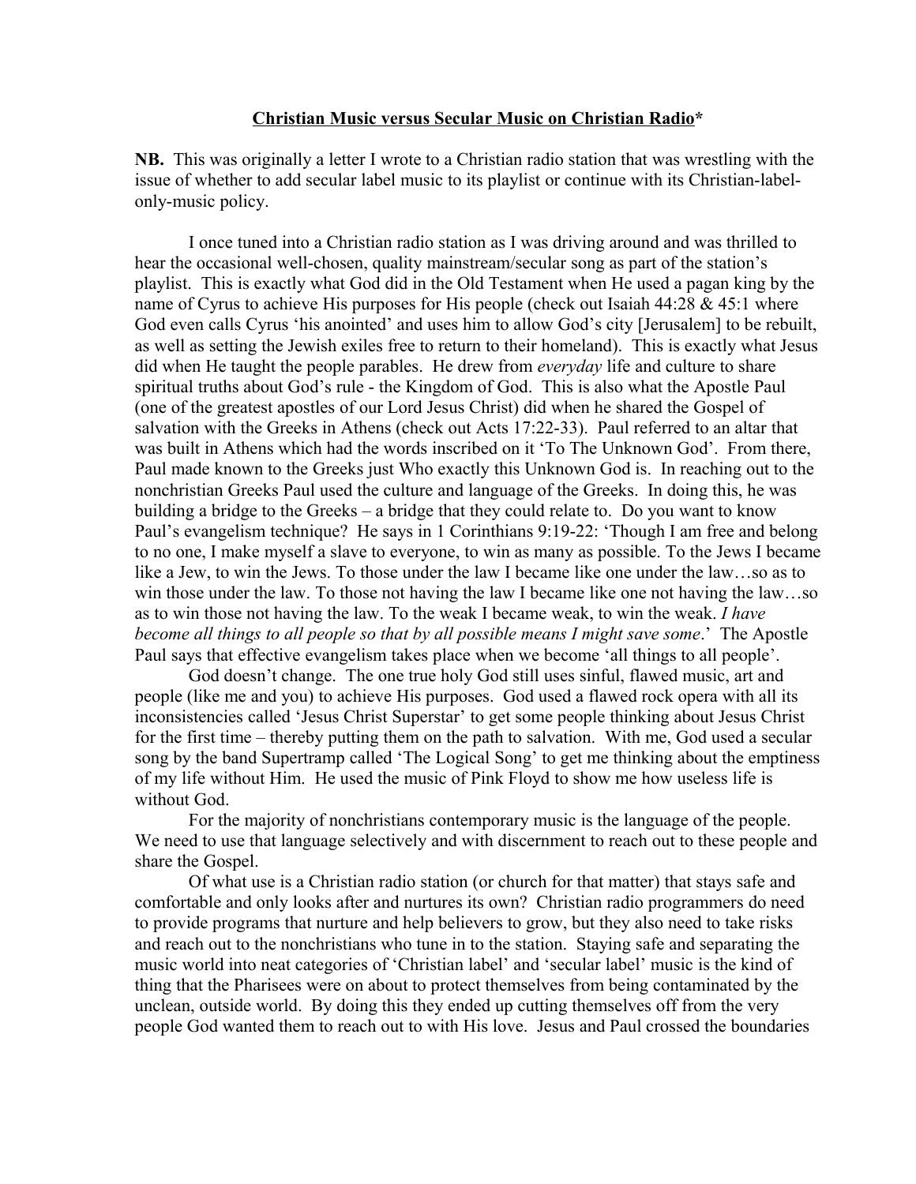**<u>Christian Music versus Secular Music on Christian Radio</u>***

**NB.** This was originally a letter I wrote to a Christian radio station that was wrestling with the issue of whether to add secular label music to its playlist or continue with its Christian-label-only-music policy.

I once tuned into a Christian radio station as I was driving around and was thrilled to hear the occasional well-chosen, quality mainstream/secular song as part of the station's playlist. This is exactly what God did in the Old Testament when He used a pagan king by the name of Cyrus to achieve His purposes for His people (check out Isaiah 44:28 & 45:1 where God even calls Cyrus 'his anointed' and uses him to allow God's city [Jerusalem] to be rebuilt, as well as setting the Jewish exiles free to return to their homeland). This is exactly what Jesus did when He taught the people parables. He drew from *everyday* life and culture to share spiritual truths about God's rule - the Kingdom of God. This is also what the Apostle Paul (one of the greatest apostles of our Lord Jesus Christ) did when he shared the Gospel of salvation with the Greeks in Athens (check out Acts 17:22-33). Paul referred to an altar that was built in Athens which had the words inscribed on it 'To The Unknown God'. From there, Paul made known to the Greeks just Who exactly this Unknown God is. In reaching out to the nonchristian Greeks Paul used the culture and language of the Greeks. In doing this, he was building a bridge to the Greeks – a bridge that they could relate to. Do you want to know Paul's evangelism technique? He says in 1 Corinthians 9:19-22: 'Though I am free and belong to no one, I make myself a slave to everyone, to win as many as possible. To the Jews I became like a Jew, to win the Jews. To those under the law I became like one under the law…so as to win those under the law. To those not having the law I became like one not having the law…so as to win those not having the law. To the weak I became weak, to win the weak. *I have become all things to all people so that by all possible means I might save some*.' The Apostle Paul says that effective evangelism takes place when we become 'all things to all people'.

God doesn't change. The one true holy God still uses sinful, flawed music, art and people (like me and you) to achieve His purposes. God used a flawed rock opera with all its inconsistencies called 'Jesus Christ Superstar' to get some people thinking about Jesus Christ for the first time – thereby putting them on the path to salvation. With me, God used a secular song by the band Supertramp called 'The Logical Song' to get me thinking about the emptiness of my life without Him. He used the music of Pink Floyd to show me how useless life is without God.

For the majority of nonchristians contemporary music is the language of the people. We need to use that language selectively and with discernment to reach out to these people and share the Gospel.

Of what use is a Christian radio station (or church for that matter) that stays safe and comfortable and only looks after and nurtures its own? Christian radio programmers do need to provide programs that nurture and help believers to grow, but they also need to take risks and reach out to the nonchristians who tune in to the station. Staying safe and separating the music world into neat categories of 'Christian label' and 'secular label' music is the kind of thing that the Pharisees were on about to protect themselves from being contaminated by the unclean, outside world. By doing this they ended up cutting themselves off from the very people God wanted them to reach out to with His love. Jesus and Paul crossed the boundaries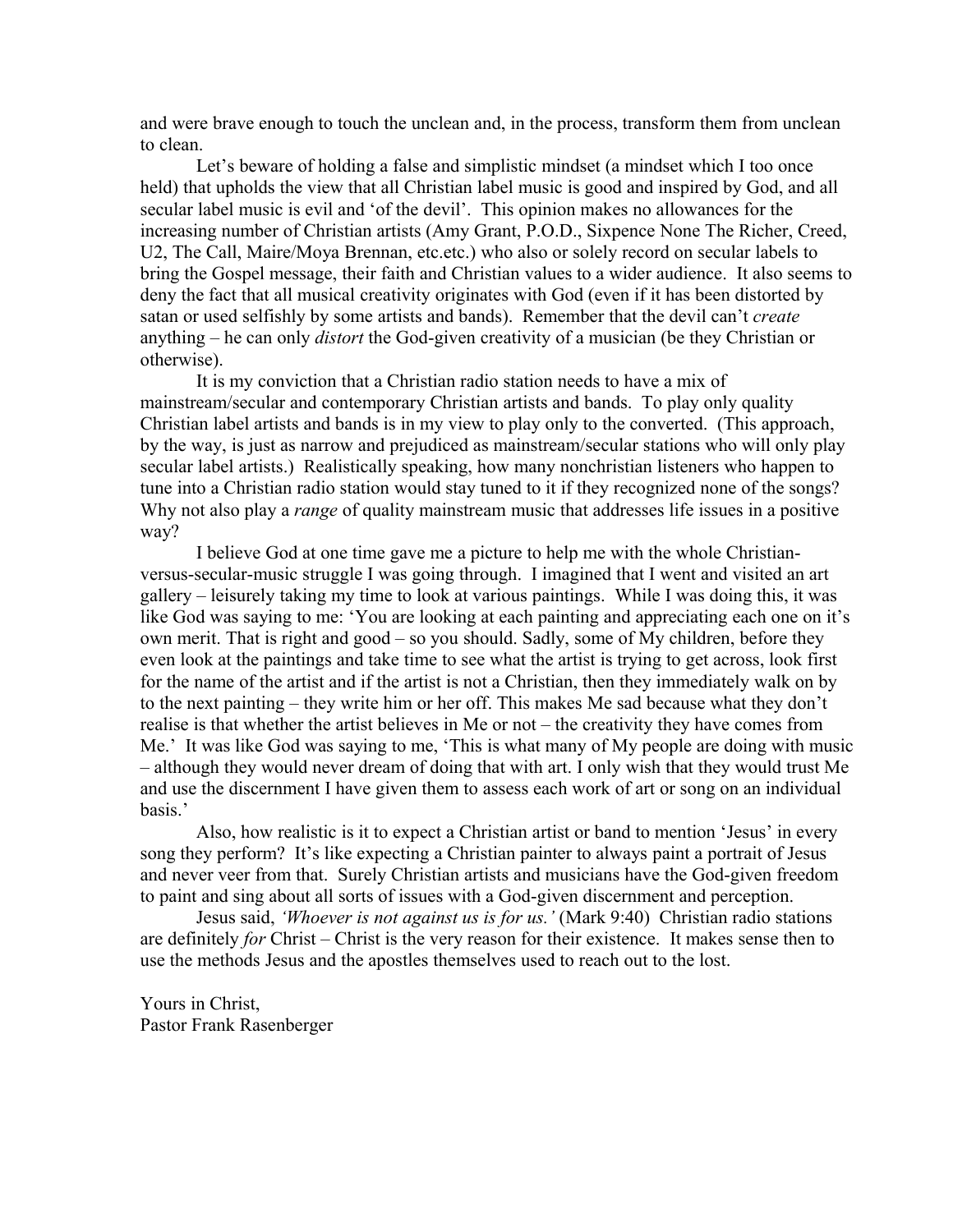and were brave enough to touch the unclean and, in the process, transform them from unclean to clean.

Let's beware of holding a false and simplistic mindset (a mindset which I too once held) that upholds the view that all Christian label music is good and inspired by God, and all secular label music is evil and 'of the devil'. This opinion makes no allowances for the increasing number of Christian artists (Amy Grant, P.O.D., Sixpence None The Richer, Creed, U2, The Call, Maire/Moya Brennan, etc.etc.) who also or solely record on secular labels to bring the Gospel message, their faith and Christian values to a wider audience. It also seems to deny the fact that all musical creativity originates with God (even if it has been distorted by satan or used selfishly by some artists and bands). Remember that the devil can't *create* anything – he can only *distort* the God-given creativity of a musician (be they Christian or otherwise).

It is my conviction that a Christian radio station needs to have a mix of mainstream/secular and contemporary Christian artists and bands. To play only quality Christian label artists and bands is in my view to play only to the converted. (This approach, by the way, is just as narrow and prejudiced as mainstream/secular stations who will only play secular label artists.) Realistically speaking, how many nonchristian listeners who happen to tune into a Christian radio station would stay tuned to it if they recognized none of the songs? Why not also play a *range* of quality mainstream music that addresses life issues in a positive way?

I believe God at one time gave me a picture to help me with the whole Christian-versus-secular-music struggle I was going through. I imagined that I went and visited an art gallery – leisurely taking my time to look at various paintings. While I was doing this, it was like God was saying to me: 'You are looking at each painting and appreciating each one on it's own merit. That is right and good – so you should. Sadly, some of My children, before they even look at the paintings and take time to see what the artist is trying to get across, look first for the name of the artist and if the artist is not a Christian, then they immediately walk on by to the next painting – they write him or her off. This makes Me sad because what they don't realise is that whether the artist believes in Me or not – the creativity they have comes from Me.' It was like God was saying to me, 'This is what many of My people are doing with music – although they would never dream of doing that with art. I only wish that they would trust Me and use the discernment I have given them to assess each work of art or song on an individual basis.'

Also, how realistic is it to expect a Christian artist or band to mention 'Jesus' in every song they perform? It's like expecting a Christian painter to always paint a portrait of Jesus and never veer from that. Surely Christian artists and musicians have the God-given freedom to paint and sing about all sorts of issues with a God-given discernment and perception.

Jesus said, *'Whoever is not against us is for us.'* (Mark 9:40) Christian radio stations are definitely *for* Christ – Christ is the very reason for their existence. It makes sense then to use the methods Jesus and the apostles themselves used to reach out to the lost.

Yours in Christ,
Pastor Frank Rasenberger